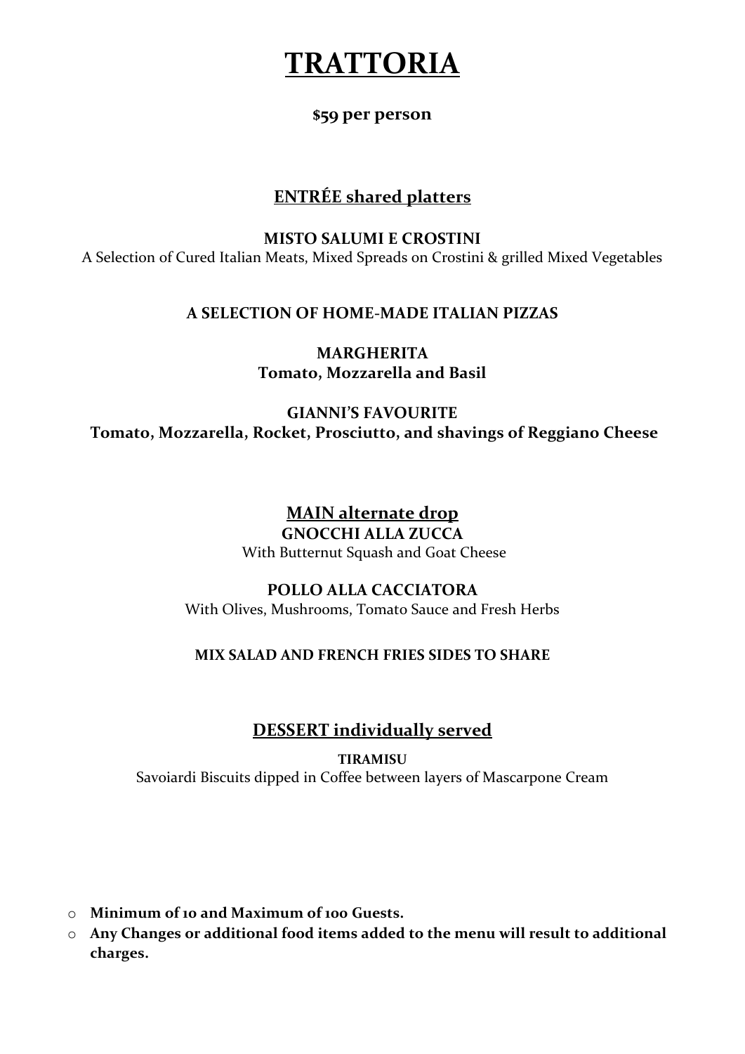# TRATTORIA

**$59 per person**

## ENTRÉE shared platters

**MISTO SALUMI E CROSTINI**

A Selection of Cured Italian Meats, Mixed Spreads on Crostini & grilled Mixed Vegetables

**A SELECTION OF HOME-MADE ITALIAN PIZZAS**

**MARGHERITA**
**Tomato, Mozzarella and Basil**

**GIANNI'S FAVOURITE**
**Tomato, Mozzarella, Rocket, Prosciutto, and shavings of Reggiano Cheese**

## MAIN alternate drop

**GNOCCHI ALLA ZUCCA**

With Butternut Squash and Goat Cheese

**POLLO ALLA CACCIATORA**

With Olives, Mushrooms, Tomato Sauce and Fresh Herbs

**MIX SALAD AND FRENCH FRIES SIDES TO SHARE**

## DESSERT individually served

**TIRAMISU**

Savoiardi Biscuits dipped in Coffee between layers of Mascarpone Cream

- **Minimum of 10 and Maximum of 100 Guests.**
- **Any Changes or additional food items added to the menu will result to additional charges.**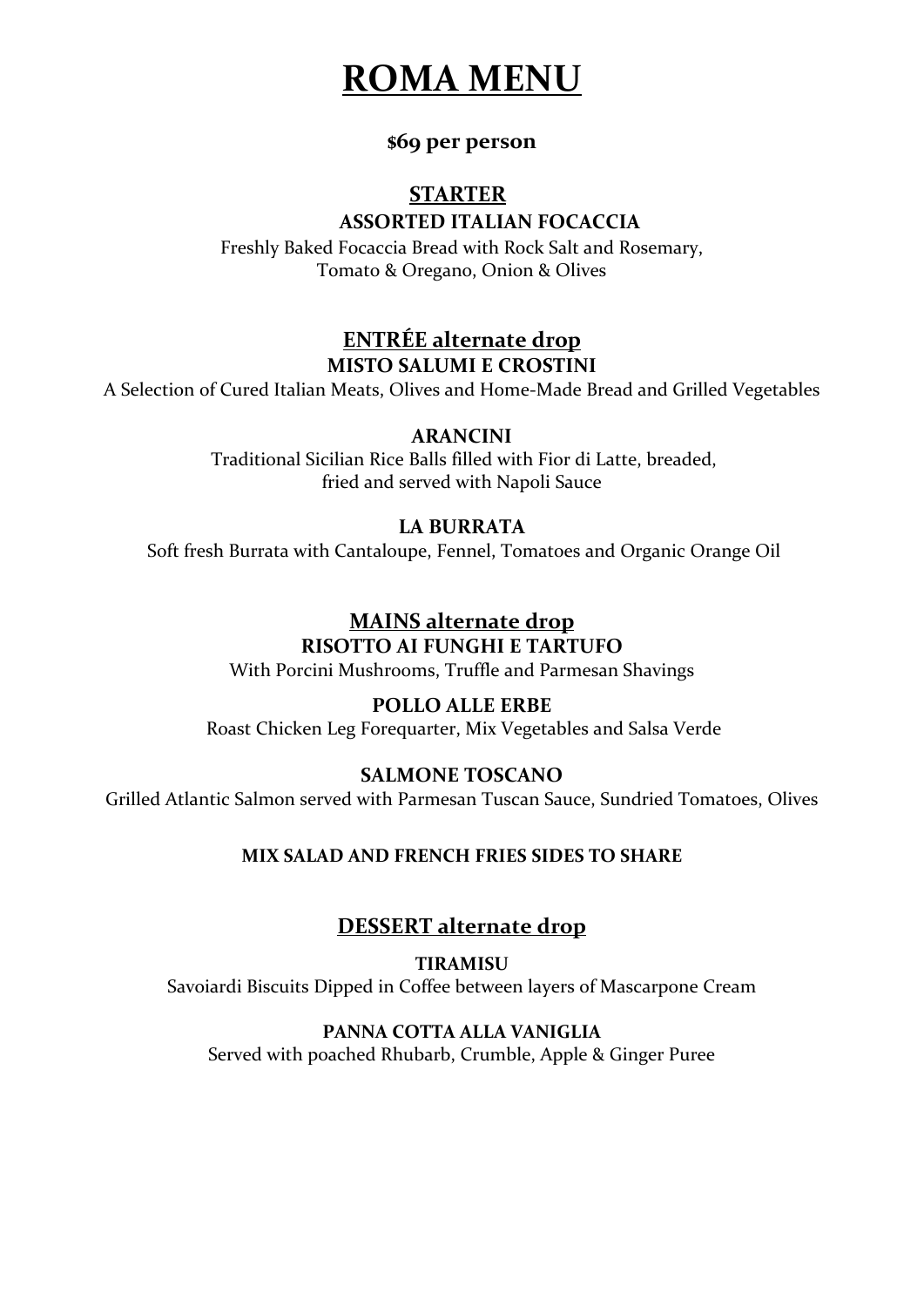# ROMA MENU

**$69 per person**

## STARTER

### ASSORTED ITALIAN FOCACCIA

Freshly Baked Focaccia Bread with Rock Salt and Rosemary,
Tomato & Oregano, Onion & Olives

## ENTRÉE alternate drop

### MISTO SALUMI E CROSTINI

A Selection of Cured Italian Meats, Olives and Home-Made Bread and Grilled Vegetables

### ARANCINI

Traditional Sicilian Rice Balls filled with Fior di Latte, breaded,
fried and served with Napoli Sauce

### LA BURRATA

Soft fresh Burrata with Cantaloupe, Fennel, Tomatoes and Organic Orange Oil

## MAINS alternate drop

### RISOTTO AI FUNGHI E TARTUFO

With Porcini Mushrooms, Truffle and Parmesan Shavings

### POLLO ALLE ERBE

Roast Chicken Leg Forequarter, Mix Vegetables and Salsa Verde

### SALMONE TOSCANO

Grilled Atlantic Salmon served with Parmesan Tuscan Sauce, Sundried Tomatoes, Olives

**MIX SALAD AND FRENCH FRIES SIDES TO SHARE**

## DESSERT alternate drop

### TIRAMISU

Savoiardi Biscuits Dipped in Coffee between layers of Mascarpone Cream

### PANNA COTTA ALLA VANIGLIA

Served with poached Rhubarb, Crumble, Apple & Ginger Puree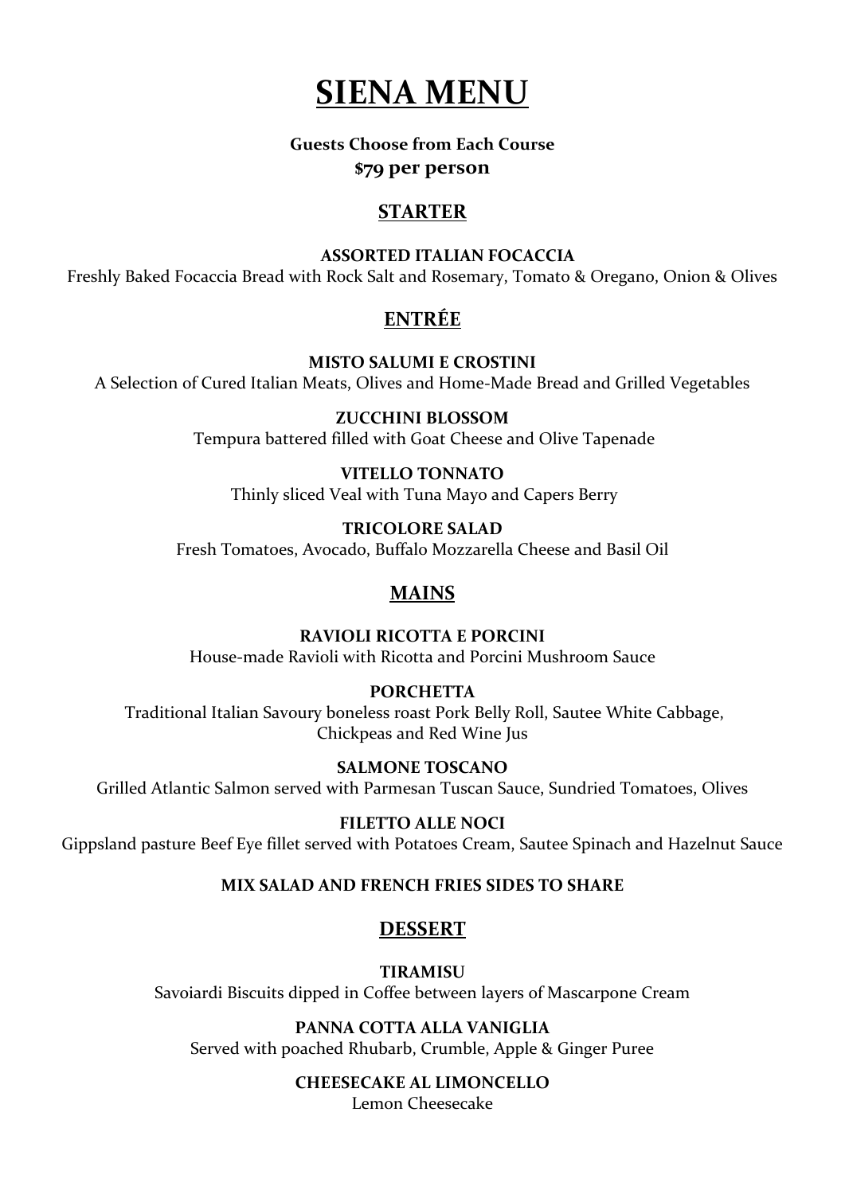# SIENA MENU

**Guests Choose from Each Course**
**$79 per person**

## STARTER

**ASSORTED ITALIAN FOCACCIA**
Freshly Baked Focaccia Bread with Rock Salt and Rosemary, Tomato & Oregano, Onion & Olives

## ENTRÉE

**MISTO SALUMI E CROSTINI**
A Selection of Cured Italian Meats, Olives and Home-Made Bread and Grilled Vegetables

**ZUCCHINI BLOSSOM**
Tempura battered filled with Goat Cheese and Olive Tapenade

**VITELLO TONNATO**
Thinly sliced Veal with Tuna Mayo and Capers Berry

**TRICOLORE SALAD**
Fresh Tomatoes, Avocado, Buffalo Mozzarella Cheese and Basil Oil

## MAINS

**RAVIOLI RICOTTA E PORCINI**
House-made Ravioli with Ricotta and Porcini Mushroom Sauce

**PORCHETTA**
Traditional Italian Savoury boneless roast Pork Belly Roll, Sautee White Cabbage, Chickpeas and Red Wine Jus

**SALMONE TOSCANO**
Grilled Atlantic Salmon served with Parmesan Tuscan Sauce, Sundried Tomatoes, Olives

**FILETTO ALLE NOCI**
Gippsland pasture Beef Eye fillet served with Potatoes Cream, Sautee Spinach and Hazelnut Sauce

**MIX SALAD AND FRENCH FRIES SIDES TO SHARE**

## DESSERT

**TIRAMISU**
Savoiardi Biscuits dipped in Coffee between layers of Mascarpone Cream

**PANNA COTTA ALLA VANIGLIA**
Served with poached Rhubarb, Crumble, Apple & Ginger Puree

**CHEESECAKE AL LIMONCELLO**
Lemon Cheesecake